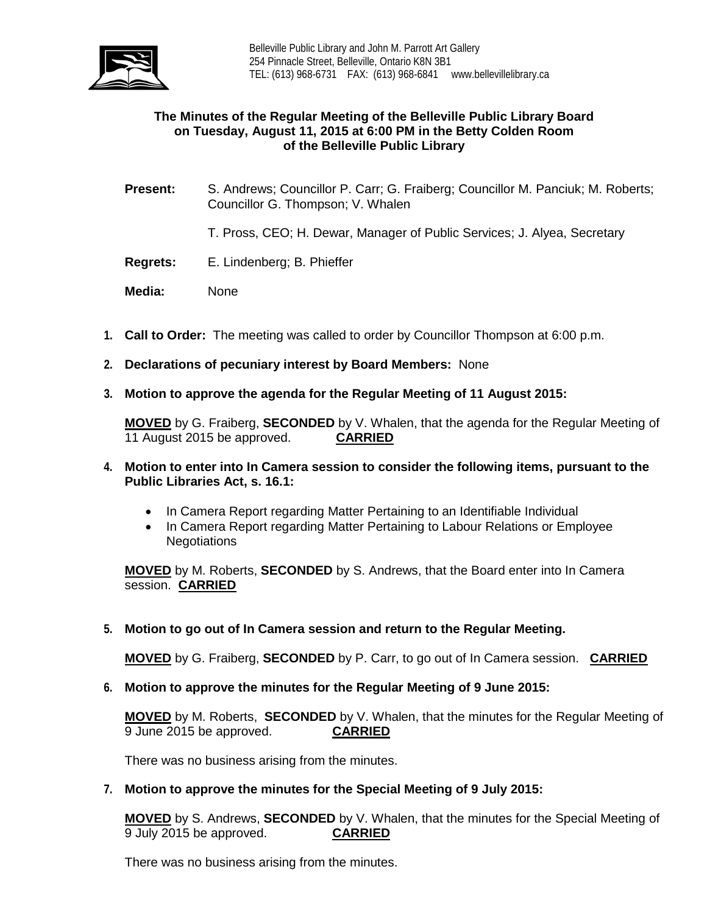Belleville Public Library and John M. Parrott Art Gallery
254 Pinnacle Street, Belleville, Ontario K8N 3B1
TEL: (613) 968-6731 FAX: (613) 968-6841 www.bellevillelibrary.ca

**The Minutes of the Regular Meeting of the Belleville Public Library Board on Tuesday, August 11, 2015 at 6:00 PM in the Betty Colden Room of the Belleville Public Library**

**Present:** S. Andrews; Councillor P. Carr; G. Fraiberg; Councillor M. Panciuk; M. Roberts; Councillor G. Thompson; V. Whalen

T. Pross, CEO; H. Dewar, Manager of Public Services; J. Alyea, Secretary

**Regrets:** E. Lindenberg; B. Phieffer

**Media:** None

1. **Call to Order:** The meeting was called to order by Councillor Thompson at 6:00 p.m.

2. **Declarations of pecuniary interest by Board Members:** None

3. **Motion to approve the agenda for the Regular Meeting of 11 August 2015:**

   **MOVED** by G. Fraiberg, **SECONDED** by V. Whalen, that the agenda for the Regular Meeting of 11 August 2015 be approved. **CARRIED**

4. **Motion to enter into In Camera session to consider the following items, pursuant to the Public Libraries Act, s. 16.1:**

   - In Camera Report regarding Matter Pertaining to an Identifiable Individual
   - In Camera Report regarding Matter Pertaining to Labour Relations or Employee Negotiations

   **MOVED** by M. Roberts, **SECONDED** by S. Andrews, that the Board enter into In Camera session. **CARRIED**

5. **Motion to go out of In Camera session and return to the Regular Meeting.**

   **MOVED** by G. Fraiberg, **SECONDED** by P. Carr, to go out of In Camera session. **CARRIED**

6. **Motion to approve the minutes for the Regular Meeting of 9 June 2015:**

   **MOVED** by M. Roberts, **SECONDED** by V. Whalen, that the minutes for the Regular Meeting of 9 June 2015 be approved. **CARRIED**

   There was no business arising from the minutes.

7. **Motion to approve the minutes for the Special Meeting of 9 July 2015:**

   **MOVED** by S. Andrews, **SECONDED** by V. Whalen, that the minutes for the Special Meeting of 9 July 2015 be approved. **CARRIED**

   There was no business arising from the minutes.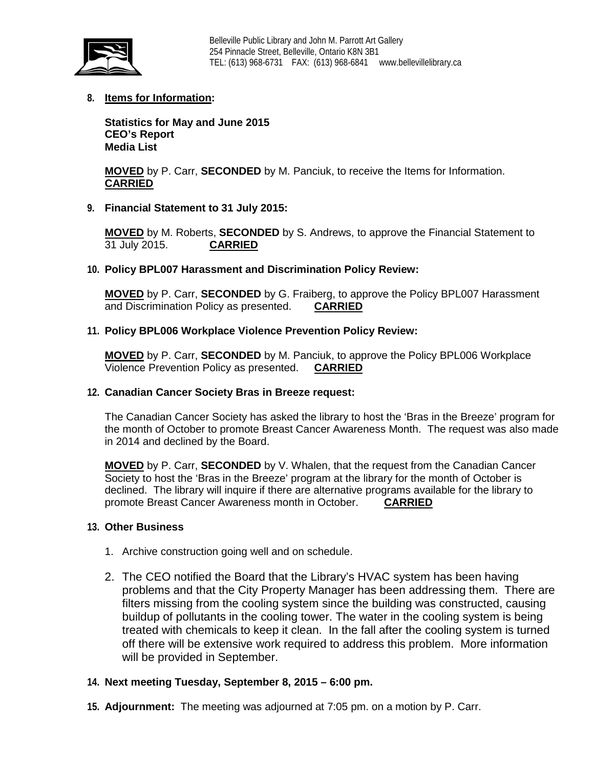Belleville Public Library and John M. Parrott Art Gallery
254 Pinnacle Street, Belleville, Ontario K8N 3B1
TEL: (613) 968-6731 FAX: (613) 968-6841 www.bellevillelibrary.ca

**8. Items for Information:**

**Statistics for May and June 2015**
**CEO's Report**
**Media List**

**MOVED** by P. Carr, **SECONDED** by M. Panciuk, to receive the Items for Information. **CARRIED**

**9. Financial Statement to 31 July 2015:**

**MOVED** by M. Roberts, **SECONDED** by S. Andrews, to approve the Financial Statement to 31 July 2015. **CARRIED**

**10. Policy BPL007 Harassment and Discrimination Policy Review:**

**MOVED** by P. Carr, **SECONDED** by G. Fraiberg, to approve the Policy BPL007 Harassment and Discrimination Policy as presented. **CARRIED**

**11. Policy BPL006 Workplace Violence Prevention Policy Review:**

**MOVED** by P. Carr, **SECONDED** by M. Panciuk, to approve the Policy BPL006 Workplace Violence Prevention Policy as presented. **CARRIED**

**12. Canadian Cancer Society Bras in Breeze request:**

The Canadian Cancer Society has asked the library to host the 'Bras in the Breeze' program for the month of October to promote Breast Cancer Awareness Month. The request was also made in 2014 and declined by the Board.

**MOVED** by P. Carr, **SECONDED** by V. Whalen, that the request from the Canadian Cancer Society to host the 'Bras in the Breeze' program at the library for the month of October is declined. The library will inquire if there are alternative programs available for the library to promote Breast Cancer Awareness month in October. **CARRIED**

**13. Other Business**

1. Archive construction going well and on schedule.
2. The CEO notified the Board that the Library's HVAC system has been having problems and that the City Property Manager has been addressing them. There are filters missing from the cooling system since the building was constructed, causing buildup of pollutants in the cooling tower. The water in the cooling system is being treated with chemicals to keep it clean. In the fall after the cooling system is turned off there will be extensive work required to address this problem. More information will be provided in September.

**14. Next meeting Tuesday, September 8, 2015 – 6:00 pm.**

**15. Adjournment:** The meeting was adjourned at 7:05 pm. on a motion by P. Carr.